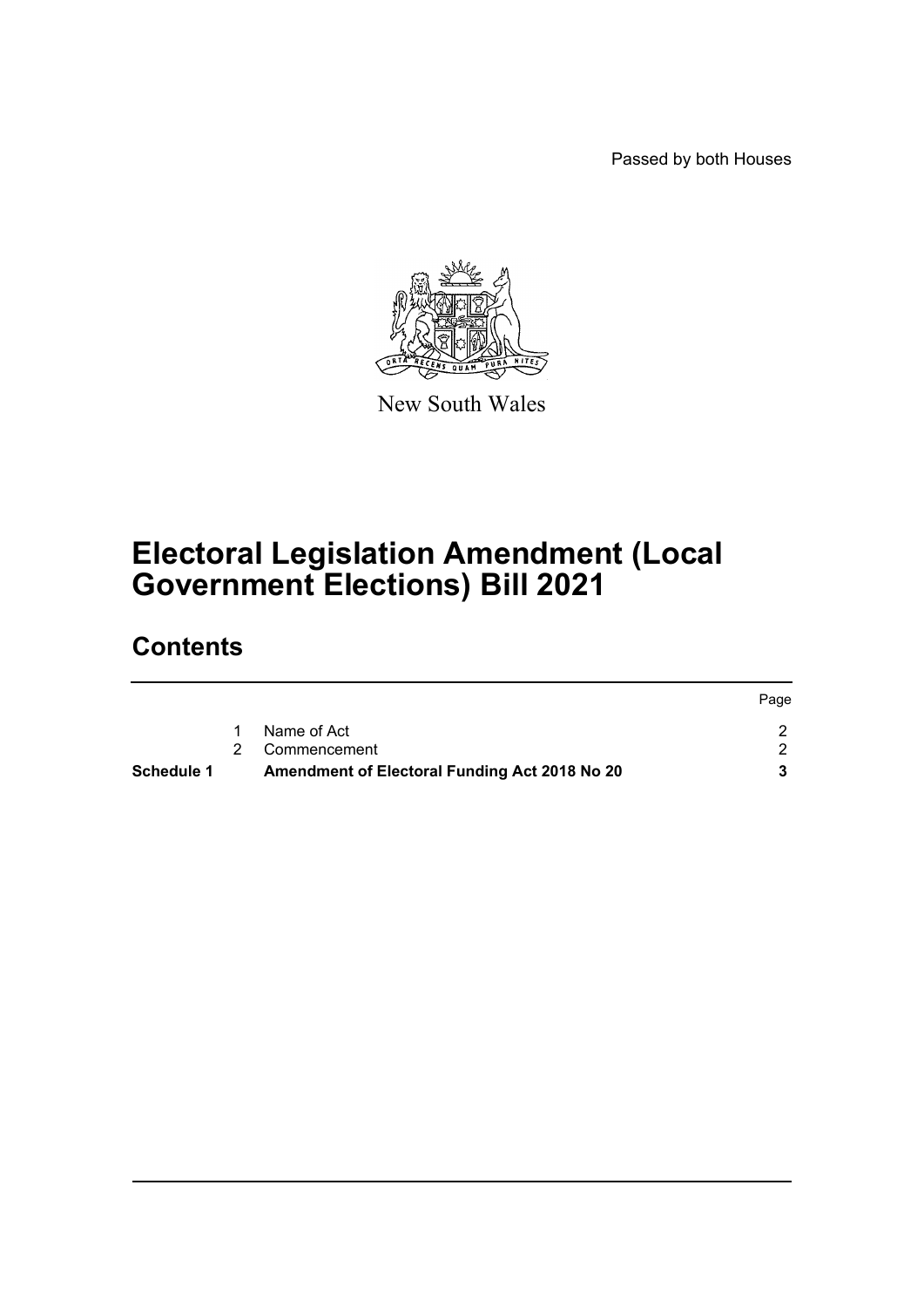Passed by both Houses

New South Wales

# Electoral Legislation Amendment (Local Government Elections) Bill 2021

## Contents

| | | | Page |
|---|---|---|---|
| | 1 | Name of Act | 2 |
| | 2 | Commencement | 2 |
| **Schedule 1** | | **Amendment of Electoral Funding Act 2018 No 20** | **3** |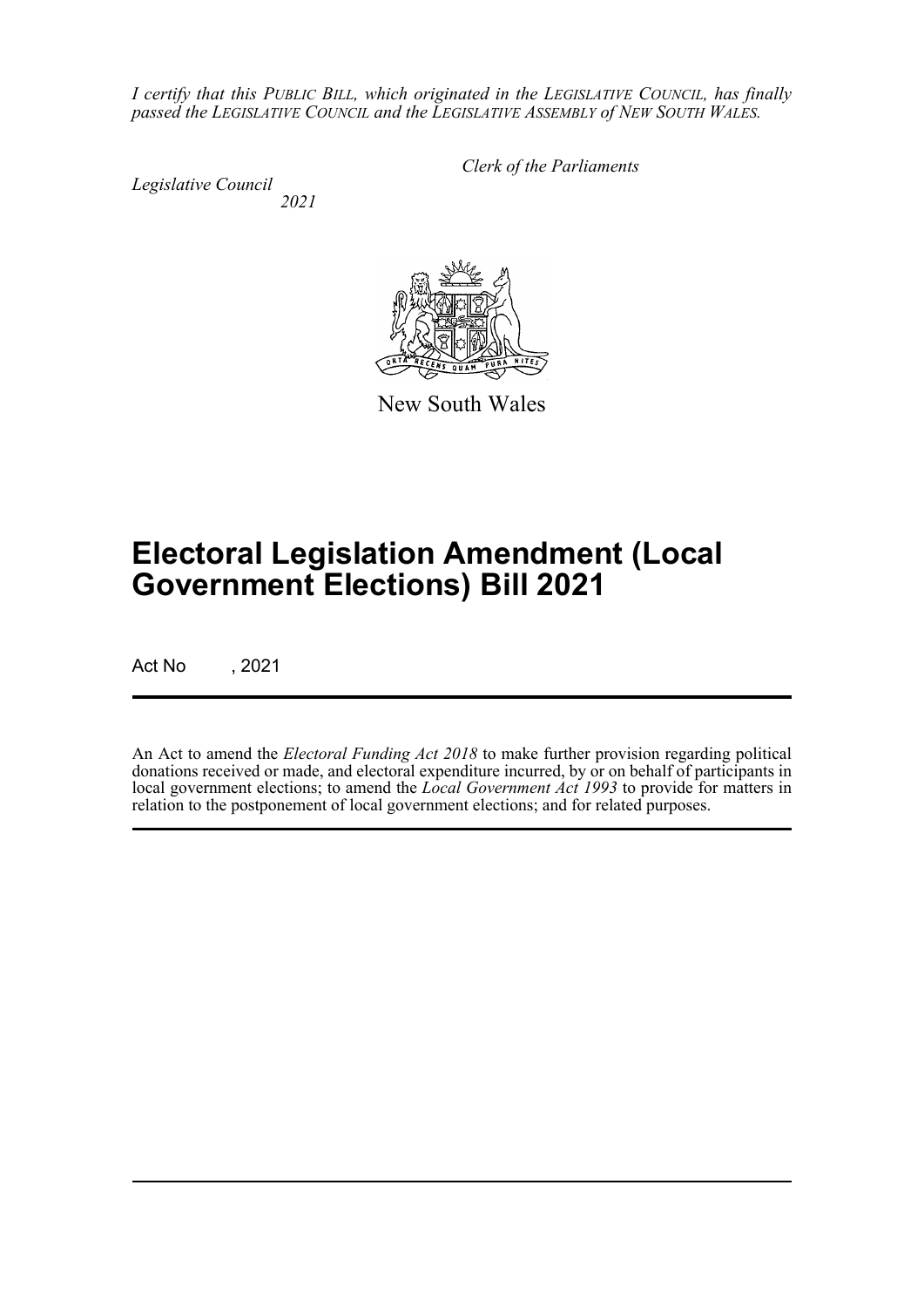*I certify that this PUBLIC BILL, which originated in the LEGISLATIVE COUNCIL, has finally passed the LEGISLATIVE COUNCIL and the LEGISLATIVE ASSEMBLY of NEW SOUTH WALES.*

*Clerk of the Parliaments*

*Legislative Council*
*2021*

New South Wales

# Electoral Legislation Amendment (Local Government Elections) Bill 2021

Act No , 2021

An Act to amend the *Electoral Funding Act 2018* to make further provision regarding political donations received or made, and electoral expenditure incurred, by or on behalf of participants in local government elections; to amend the *Local Government Act 1993* to provide for matters in relation to the postponement of local government elections; and for related purposes.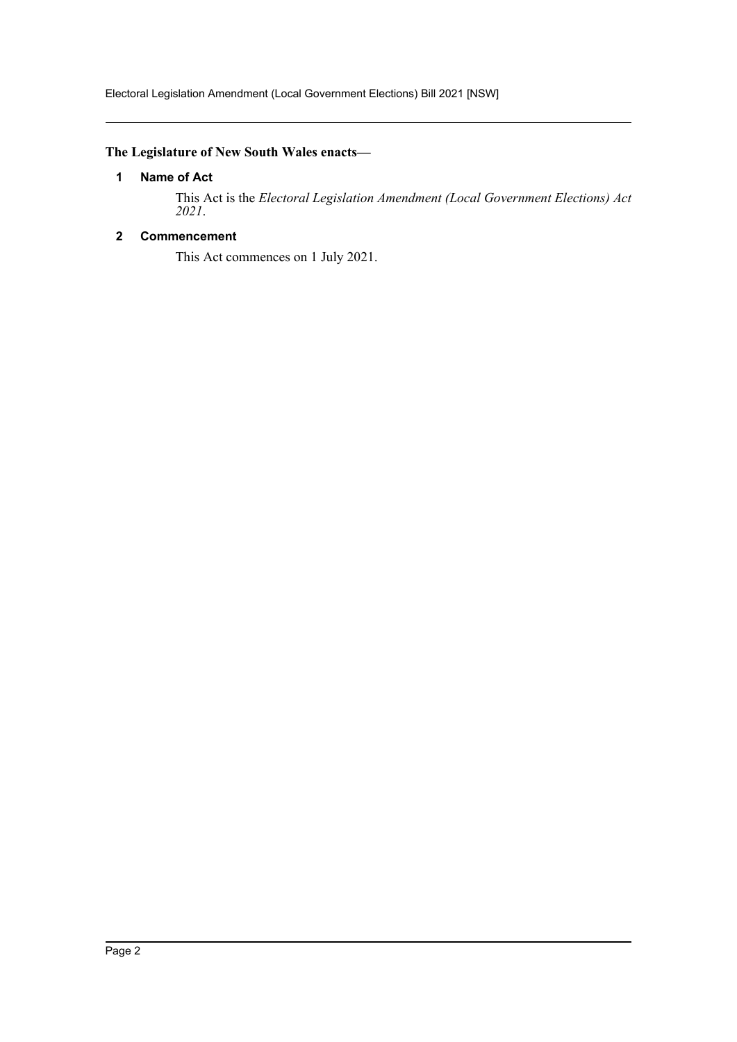**The Legislature of New South Wales enacts—**

### 1 Name of Act

This Act is the *Electoral Legislation Amendment (Local Government Elections) Act 2021*.

### 2 Commencement

This Act commences on 1 July 2021.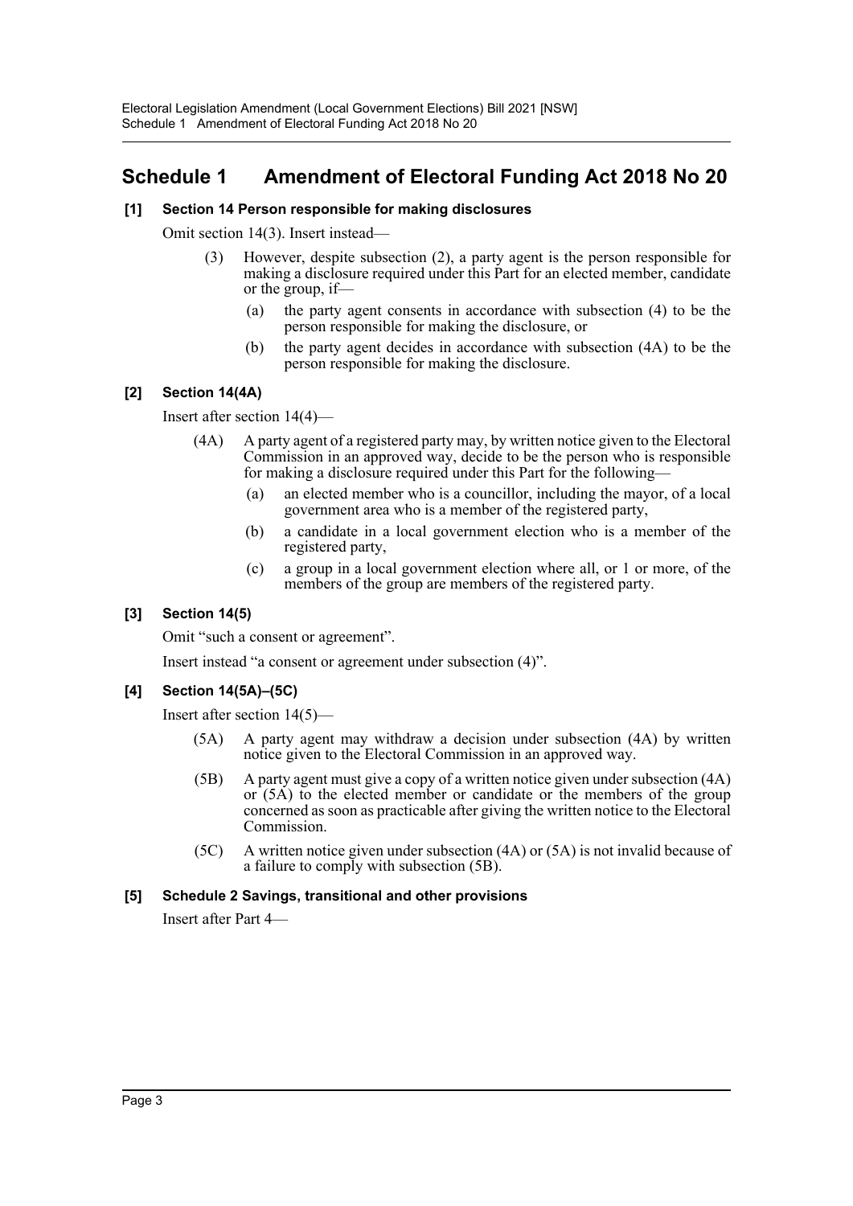# Schedule 1 Amendment of Electoral Funding Act 2018 No 20

**[1] Section 14 Person responsible for making disclosures**

Omit section 14(3). Insert instead—

> (3) However, despite subsection (2), a party agent is the person responsible for making a disclosure required under this Part for an elected member, candidate or the group, if—
>
> (a) the party agent consents in accordance with subsection (4) to be the person responsible for making the disclosure, or
>
> (b) the party agent decides in accordance with subsection (4A) to be the person responsible for making the disclosure.

**[2] Section 14(4A)**

Insert after section 14(4)—

> (4A) A party agent of a registered party may, by written notice given to the Electoral Commission in an approved way, decide to be the person who is responsible for making a disclosure required under this Part for the following—
>
> (a) an elected member who is a councillor, including the mayor, of a local government area who is a member of the registered party,
>
> (b) a candidate in a local government election who is a member of the registered party,
>
> (c) a group in a local government election where all, or 1 or more, of the members of the group are members of the registered party.

**[3] Section 14(5)**

Omit "such a consent or agreement".

Insert instead "a consent or agreement under subsection (4)".

**[4] Section 14(5A)–(5C)**

Insert after section 14(5)—

> (5A) A party agent may withdraw a decision under subsection (4A) by written notice given to the Electoral Commission in an approved way.
>
> (5B) A party agent must give a copy of a written notice given under subsection (4A) or (5A) to the elected member or candidate or the members of the group concerned as soon as practicable after giving the written notice to the Electoral Commission.
>
> (5C) A written notice given under subsection (4A) or (5A) is not invalid because of a failure to comply with subsection (5B).

**[5] Schedule 2 Savings, transitional and other provisions**

Insert after Part 4—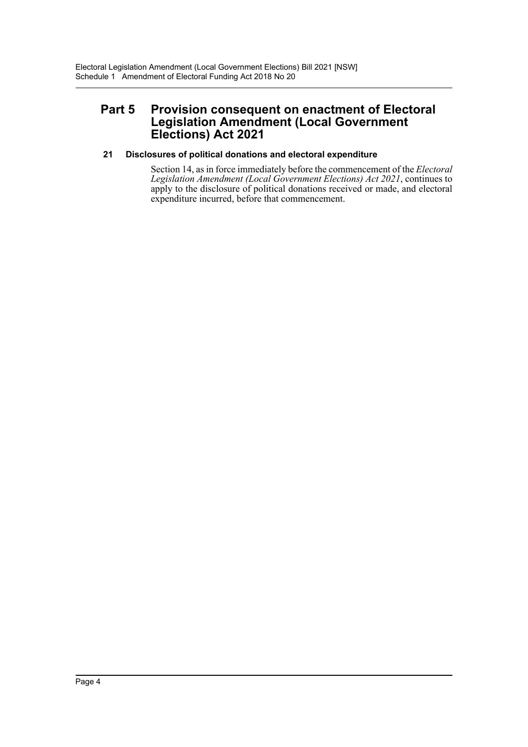## Part 5 Provision consequent on enactment of Electoral Legislation Amendment (Local Government Elections) Act 2021

### 21 Disclosures of political donations and electoral expenditure

Section 14, as in force immediately before the commencement of the *Electoral Legislation Amendment (Local Government Elections) Act 2021*, continues to apply to the disclosure of political donations received or made, and electoral expenditure incurred, before that commencement.